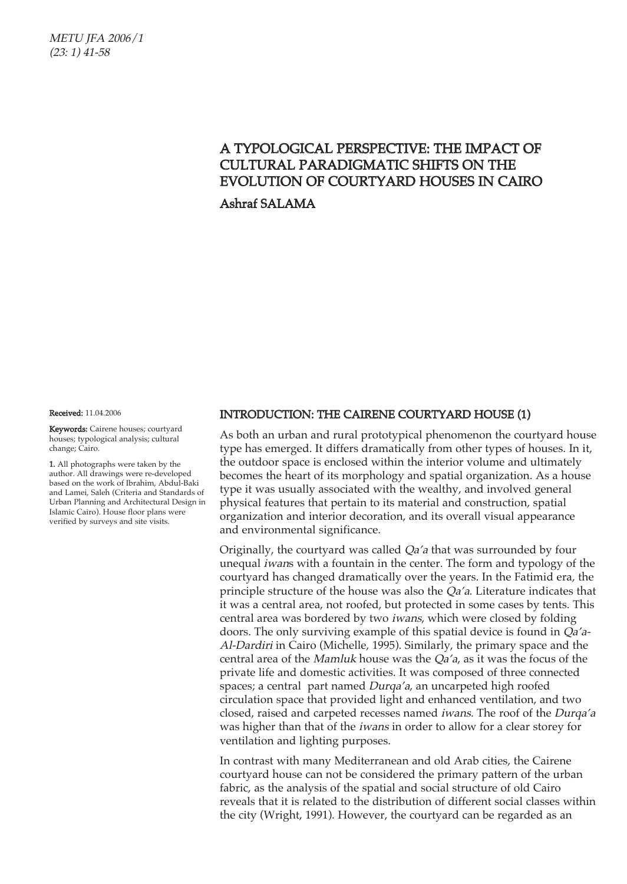# A TYPOLOGICAL PERSPECTIVE: THE IMPACT OF CULTURAL PARADIGMATIC SHIFTS ON THE EVOLUTION OF COURTYARD HOUSES IN CAIRO

**Ashraf SALAMA**

**Received:** 11.04.2006

**Keywords:** Cairene houses; courtyard houses; typological analysis; cultural change; Cairo.

1. All photographs were taken by the author. All drawings were re-developed based on the work of Ibrahim, Abdul-Baki and Lamei, Saleh (Criteria and Standards of Urban Planning and Architectural Design in Islamic Cairo). House floor plans were verified by surveys and site visits.

## INTRODUCTION: THE CAIRENE COURTYARD HOUSE (1)

As both an urban and rural prototypical phenomenon the courtyard house type has emerged. It differs dramatically from other types of houses. In it, the outdoor space is enclosed within the interior volume and ultimately becomes the heart of its morphology and spatial organization. As a house type it was usually associated with the wealthy, and involved general physical features that pertain to its material and construction, spatial organization and interior decoration, and its overall visual appearance and environmental significance.

Originally, the courtyard was called *Qa'a* that was surrounded by four unequal *iwan*s with a fountain in the center. The form and typology of the courtyard has changed dramatically over the years. In the Fatimid era, the principle structure of the house was also the *Qa'a*. Literature indicates that it was a central area, not roofed, but protected in some cases by tents. This central area was bordered by two *iwans*, which were closed by folding doors. The only surviving example of this spatial device is found in *Qa'a-Al-Dardiri* in Cairo (Michelle, 1995). Similarly, the primary space and the central area of the *Mamluk* house was the *Qa'a*, as it was the focus of the private life and domestic activities. It was composed of three connected spaces; a central part named *Durqa'a*, an uncarpeted high roofed circulation space that provided light and enhanced ventilation, and two closed, raised and carpeted recesses named *iwans*. The roof of the *Durqa'a* was higher than that of the *iwans* in order to allow for a clear storey for ventilation and lighting purposes.

In contrast with many Mediterranean and old Arab cities, the Cairene courtyard house can not be considered the primary pattern of the urban fabric, as the analysis of the spatial and social structure of old Cairo reveals that it is related to the distribution of different social classes within the city (Wright, 1991). However, the courtyard can be regarded as an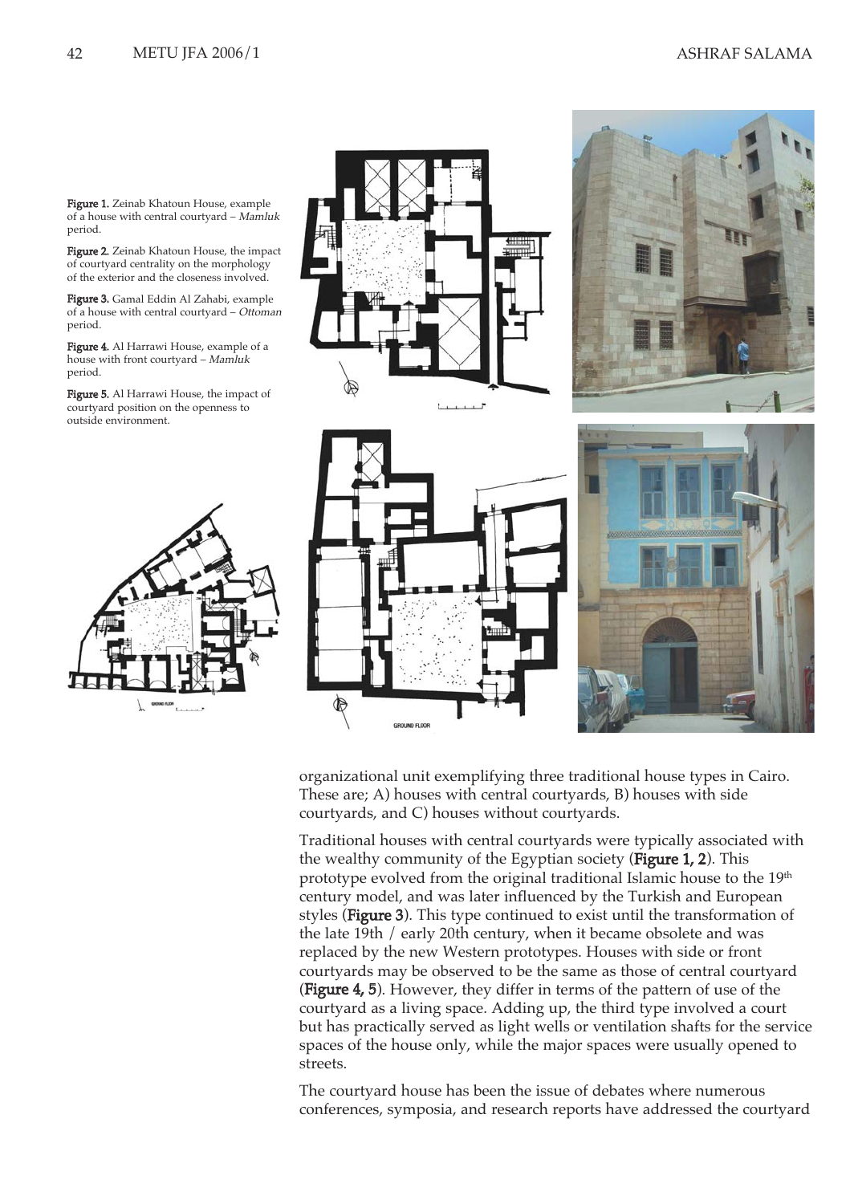**Figure 1.** Zeinab Khatoun House, example of a house with central courtyard – *Mamluk* period.

**Figure 2.** Zeinab Khatoun House, the impact of courtyard centrality on the morphology of the exterior and the closeness involved.

**Figure 3.** Gamal Eddin Al Zahabi, example of a house with central courtyard – *Ottoman* period.

**Figure 4.** Al Harrawi House, example of a house with front courtyard – *Mamluk* period.

**Figure 5.** Al Harrawi House, the impact of courtyard position on the openness to outside environment.

organizational unit exemplifying three traditional house types in Cairo. These are; A) houses with central courtyards, B) houses with side courtyards, and C) houses without courtyards.

Traditional houses with central courtyards were typically associated with the wealthy community of the Egyptian society (**Figure 1, 2**). This prototype evolved from the original traditional Islamic house to the 19th century model, and was later influenced by the Turkish and European styles (**Figure 3**). This type continued to exist until the transformation of the late 19th / early 20th century, when it became obsolete and was replaced by the new Western prototypes. Houses with side or front courtyards may be observed to be the same as those of central courtyard (**Figure 4, 5**). However, they differ in terms of the pattern of use of the courtyard as a living space. Adding up, the third type involved a court but has practically served as light wells or ventilation shafts for the service spaces of the house only, while the major spaces were usually opened to streets.

The courtyard house has been the issue of debates where numerous conferences, symposia, and research reports have addressed the courtyard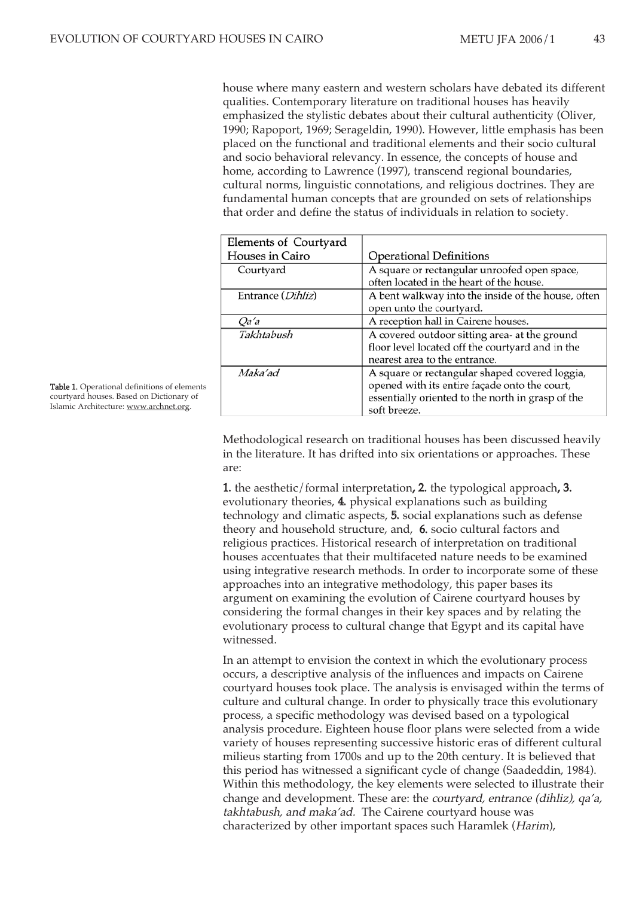house where many eastern and western scholars have debated its different qualities. Contemporary literature on traditional houses has heavily emphasized the stylistic debates about their cultural authenticity (Oliver, 1990; Rapoport, 1969; Serageldin, 1990). However, little emphasis has been placed on the functional and traditional elements and their socio cultural and socio behavioral relevancy. In essence, the concepts of house and home, according to Lawrence (1997), transcend regional boundaries, cultural norms, linguistic connotations, and religious doctrines. They are fundamental human concepts that are grounded on sets of relationships that order and define the status of individuals in relation to society.

| Elements of Courtyard Houses in Cairo | Operational Definitions |
|---|---|
| Courtyard | A square or rectangular unroofed open space, often located in the heart of the house. |
| Entrance (*Dihliz*) | A bent walkway into the inside of the house, often open unto the courtyard. |
| *Qa'a* | A reception hall in Cairene houses. |
| *Takhtabush* | A covered outdoor sitting area- at the ground floor level located off the courtyard and in the nearest area to the entrance. |
| *Maka'ad* | A square or rectangular shaped covered loggia, opened with its entire façade onto the court, essentially oriented to the north in grasp of the soft breeze. |

**Table 1.** Operational definitions of elements courtyard houses. Based on Dictionary of Islamic Architecture: www.archnet.org.

Methodological research on traditional houses has been discussed heavily in the literature. It has drifted into six orientations or approaches. These are:

**1.** the aesthetic/formal interpretation**, 2.** the typological approach**, 3.** evolutionary theories, **4.** physical explanations such as building technology and climatic aspects, **5.** social explanations such as defense theory and household structure, and, **6.** socio cultural factors and religious practices. Historical research of interpretation on traditional houses accentuates that their multifaceted nature needs to be examined using integrative research methods. In order to incorporate some of these approaches into an integrative methodology, this paper bases its argument on examining the evolution of Cairene courtyard houses by considering the formal changes in their key spaces and by relating the evolutionary process to cultural change that Egypt and its capital have witnessed.

In an attempt to envision the context in which the evolutionary process occurs, a descriptive analysis of the influences and impacts on Cairene courtyard houses took place. The analysis is envisaged within the terms of culture and cultural change. In order to physically trace this evolutionary process, a specific methodology was devised based on a typological analysis procedure. Eighteen house floor plans were selected from a wide variety of houses representing successive historic eras of different cultural milieus starting from 1700s and up to the 20th century. It is believed that this period has witnessed a significant cycle of change (Saadeddin, 1984). Within this methodology, the key elements were selected to illustrate their change and development. These are: the *courtyard, entrance (dihliz), qa'a, takhtabush, and maka'ad.* The Cairene courtyard house was characterized by other important spaces such Haramlek (*Harim*),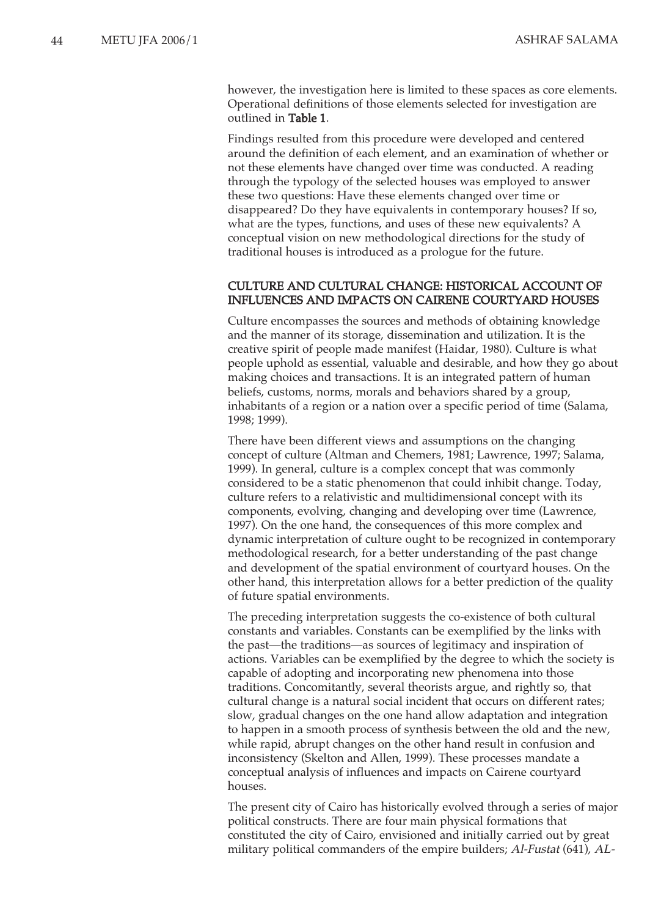however, the investigation here is limited to these spaces as core elements. Operational definitions of those elements selected for investigation are outlined in **Table 1**.

Findings resulted from this procedure were developed and centered around the definition of each element, and an examination of whether or not these elements have changed over time was conducted. A reading through the typology of the selected houses was employed to answer these two questions: Have these elements changed over time or disappeared? Do they have equivalents in contemporary houses? If so, what are the types, functions, and uses of these new equivalents? A conceptual vision on new methodological directions for the study of traditional houses is introduced as a prologue for the future.

## CULTURE AND CULTURAL CHANGE: HISTORICAL ACCOUNT OF INFLUENCES AND IMPACTS ON CAIRENE COURTYARD HOUSES

Culture encompasses the sources and methods of obtaining knowledge and the manner of its storage, dissemination and utilization. It is the creative spirit of people made manifest (Haidar, 1980). Culture is what people uphold as essential, valuable and desirable, and how they go about making choices and transactions. It is an integrated pattern of human beliefs, customs, norms, morals and behaviors shared by a group, inhabitants of a region or a nation over a specific period of time (Salama, 1998; 1999).

There have been different views and assumptions on the changing concept of culture (Altman and Chemers, 1981; Lawrence, 1997; Salama, 1999). In general, culture is a complex concept that was commonly considered to be a static phenomenon that could inhibit change. Today, culture refers to a relativistic and multidimensional concept with its components, evolving, changing and developing over time (Lawrence, 1997). On the one hand, the consequences of this more complex and dynamic interpretation of culture ought to be recognized in contemporary methodological research, for a better understanding of the past change and development of the spatial environment of courtyard houses. On the other hand, this interpretation allows for a better prediction of the quality of future spatial environments.

The preceding interpretation suggests the co-existence of both cultural constants and variables. Constants can be exemplified by the links with the past—the traditions—as sources of legitimacy and inspiration of actions. Variables can be exemplified by the degree to which the society is capable of adopting and incorporating new phenomena into those traditions. Concomitantly, several theorists argue, and rightly so, that cultural change is a natural social incident that occurs on different rates; slow, gradual changes on the one hand allow adaptation and integration to happen in a smooth process of synthesis between the old and the new, while rapid, abrupt changes on the other hand result in confusion and inconsistency (Skelton and Allen, 1999). These processes mandate a conceptual analysis of influences and impacts on Cairene courtyard houses.

The present city of Cairo has historically evolved through a series of major political constructs. There are four main physical formations that constituted the city of Cairo, envisioned and initially carried out by great military political commanders of the empire builders; *Al-Fustat* (641), *AL-*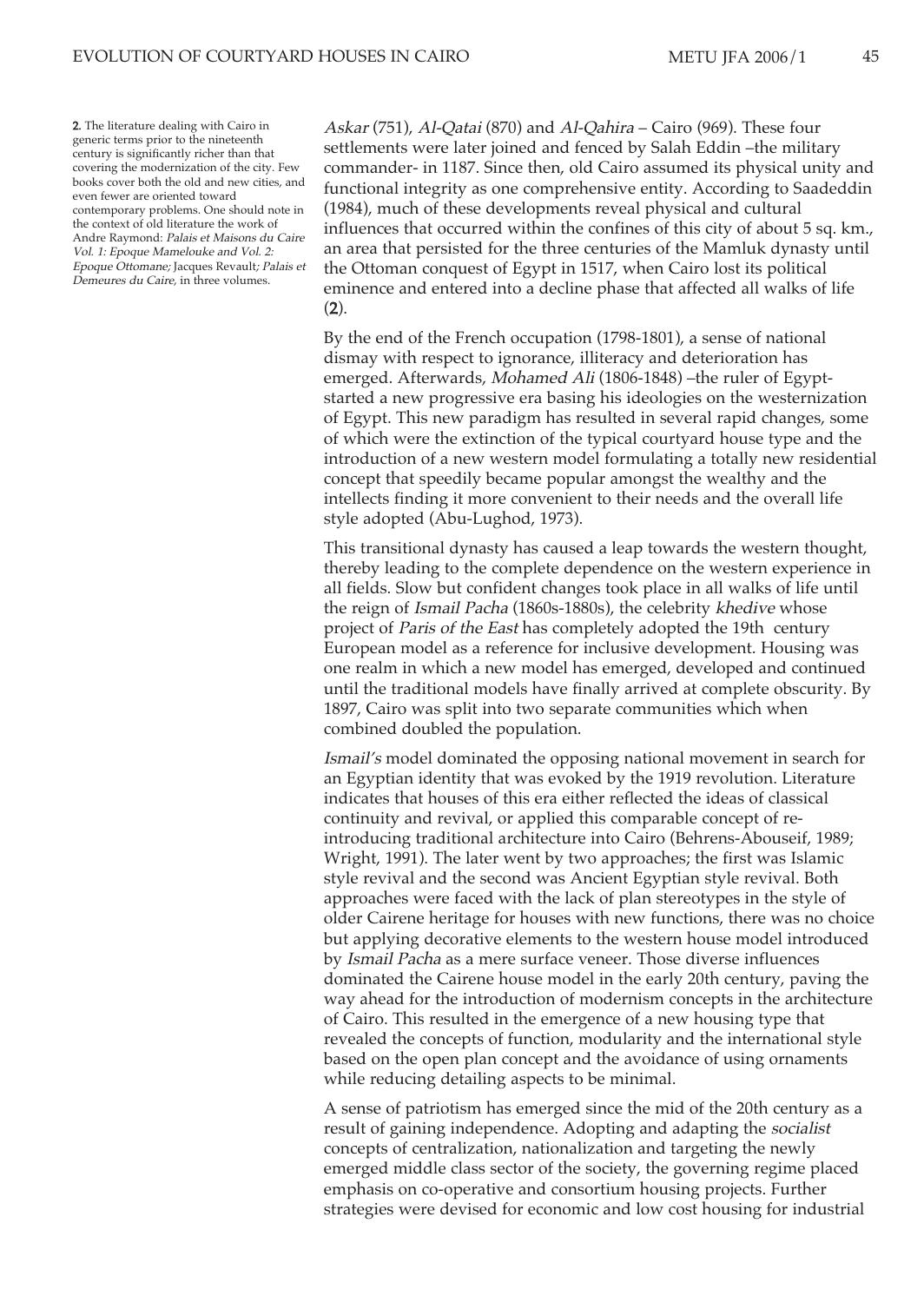*Askar* (751), *Al-Qatai* (870) and *Al-Qahira* – Cairo (969). These four settlements were later joined and fenced by Salah Eddin –the military commander- in 1187. Since then, old Cairo assumed its physical unity and functional integrity as one comprehensive entity. According to Saadeddin (1984), much of these developments reveal physical and cultural influences that occurred within the confines of this city of about 5 sq. km., an area that persisted for the three centuries of the Mamluk dynasty until the Ottoman conquest of Egypt in 1517, when Cairo lost its political eminence and entered into a decline phase that affected all walks of life (**2**).

By the end of the French occupation (1798-1801), a sense of national dismay with respect to ignorance, illiteracy and deterioration has emerged. Afterwards, *Mohamed Ali* (1806-1848) –the ruler of Egypt- started a new progressive era basing his ideologies on the westernization of Egypt. This new paradigm has resulted in several rapid changes, some of which were the extinction of the typical courtyard house type and the introduction of a new western model formulating a totally new residential concept that speedily became popular amongst the wealthy and the intellects finding it more convenient to their needs and the overall life style adopted (Abu-Lughod, 1973).

This transitional dynasty has caused a leap towards the western thought, thereby leading to the complete dependence on the western experience in all fields. Slow but confident changes took place in all walks of life until the reign of *Ismail Pacha* (1860s-1880s), the celebrity *khedive* whose project of *Paris of the East* has completely adopted the 19th century European model as a reference for inclusive development. Housing was one realm in which a new model has emerged, developed and continued until the traditional models have finally arrived at complete obscurity. By 1897, Cairo was split into two separate communities which when combined doubled the population.

*Ismail's* model dominated the opposing national movement in search for an Egyptian identity that was evoked by the 1919 revolution. Literature indicates that houses of this era either reflected the ideas of classical continuity and revival, or applied this comparable concept of re-introducing traditional architecture into Cairo (Behrens-Abouseif, 1989; Wright, 1991). The later went by two approaches; the first was Islamic style revival and the second was Ancient Egyptian style revival. Both approaches were faced with the lack of plan stereotypes in the style of older Cairene heritage for houses with new functions, there was no choice but applying decorative elements to the western house model introduced by *Ismail Pacha* as a mere surface veneer. Those diverse influences dominated the Cairene house model in the early 20th century, paving the way ahead for the introduction of modernism concepts in the architecture of Cairo. This resulted in the emergence of a new housing type that revealed the concepts of function, modularity and the international style based on the open plan concept and the avoidance of using ornaments while reducing detailing aspects to be minimal.

A sense of patriotism has emerged since the mid of the 20th century as a result of gaining independence. Adopting and adapting the *socialist* concepts of centralization, nationalization and targeting the newly emerged middle class sector of the society, the governing regime placed emphasis on co-operative and consortium housing projects. Further strategies were devised for economic and low cost housing for industrial

**2.** The literature dealing with Cairo in generic terms prior to the nineteenth century is significantly richer than that covering the modernization of the city. Few books cover both the old and new cities, and even fewer are oriented toward contemporary problems. One should note in the context of old literature the work of Andre Raymond: *Palais et Maisons du Caire Vol. 1: Epoque Mamelouke and Vol. 2: Epoque Ottomane;* Jacques Revault*; Palais et Demeures du Caire*, in three volumes.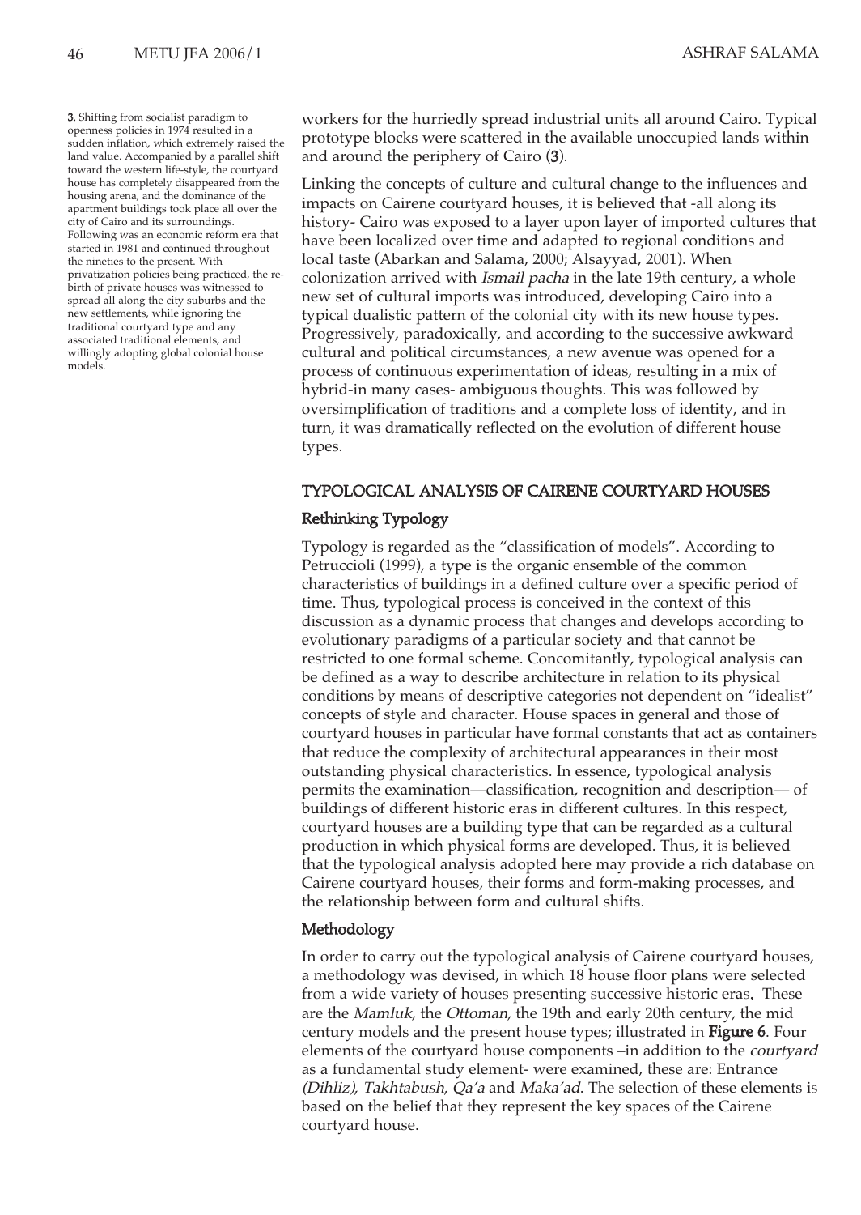workers for the hurriedly spread industrial units all around Cairo. Typical prototype blocks were scattered in the available unoccupied lands within and around the periphery of Cairo (**3**).

**3.** Shifting from socialist paradigm to openness policies in 1974 resulted in a sudden inflation, which extremely raised the land value. Accompanied by a parallel shift toward the western life-style, the courtyard house has completely disappeared from the housing arena, and the dominance of the apartment buildings took place all over the city of Cairo and its surroundings. Following was an economic reform era that started in 1981 and continued throughout the nineties to the present. With privatization policies being practiced, the re-birth of private houses was witnessed to spread all along the city suburbs and the new settlements, while ignoring the traditional courtyard type and any associated traditional elements, and willingly adopting global colonial house models.

Linking the concepts of culture and cultural change to the influences and impacts on Cairene courtyard houses, it is believed that -all along its history- Cairo was exposed to a layer upon layer of imported cultures that have been localized over time and adapted to regional conditions and local taste (Abarkan and Salama, 2000; Alsayyad, 2001). When colonization arrived with *Ismail pacha* in the late 19th century, a whole new set of cultural imports was introduced, developing Cairo into a typical dualistic pattern of the colonial city with its new house types. Progressively, paradoxically, and according to the successive awkward cultural and political circumstances, a new avenue was opened for a process of continuous experimentation of ideas, resulting in a mix of hybrid-in many cases- ambiguous thoughts. This was followed by oversimplification of traditions and a complete loss of identity, and in turn, it was dramatically reflected on the evolution of different house types.

## TYPOLOGICAL ANALYSIS OF CAIRENE COURTYARD HOUSES

### Rethinking Typology

Typology is regarded as the "classification of models". According to Petruccioli (1999), a type is the organic ensemble of the common characteristics of buildings in a defined culture over a specific period of time. Thus, typological process is conceived in the context of this discussion as a dynamic process that changes and develops according to evolutionary paradigms of a particular society and that cannot be restricted to one formal scheme. Concomitantly, typological analysis can be defined as a way to describe architecture in relation to its physical conditions by means of descriptive categories not dependent on "idealist" concepts of style and character. House spaces in general and those of courtyard houses in particular have formal constants that act as containers that reduce the complexity of architectural appearances in their most outstanding physical characteristics. In essence, typological analysis permits the examination—classification, recognition and description— of buildings of different historic eras in different cultures. In this respect, courtyard houses are a building type that can be regarded as a cultural production in which physical forms are developed. Thus, it is believed that the typological analysis adopted here may provide a rich database on Cairene courtyard houses, their forms and form-making processes, and the relationship between form and cultural shifts.

### Methodology

In order to carry out the typological analysis of Cairene courtyard houses, a methodology was devised, in which 18 house floor plans were selected from a wide variety of houses presenting successive historic eras. These are the *Mamluk*, the *Ottoman*, the 19th and early 20th century, the mid century models and the present house types; illustrated in **Figure 6**. Four elements of the courtyard house components –in addition to the *courtyard* as a fundamental study element- were examined, these are: Entrance *(Dihliz)*, *Takhtabush*, *Qa'a* and *Maka'ad*. The selection of these elements is based on the belief that they represent the key spaces of the Cairene courtyard house.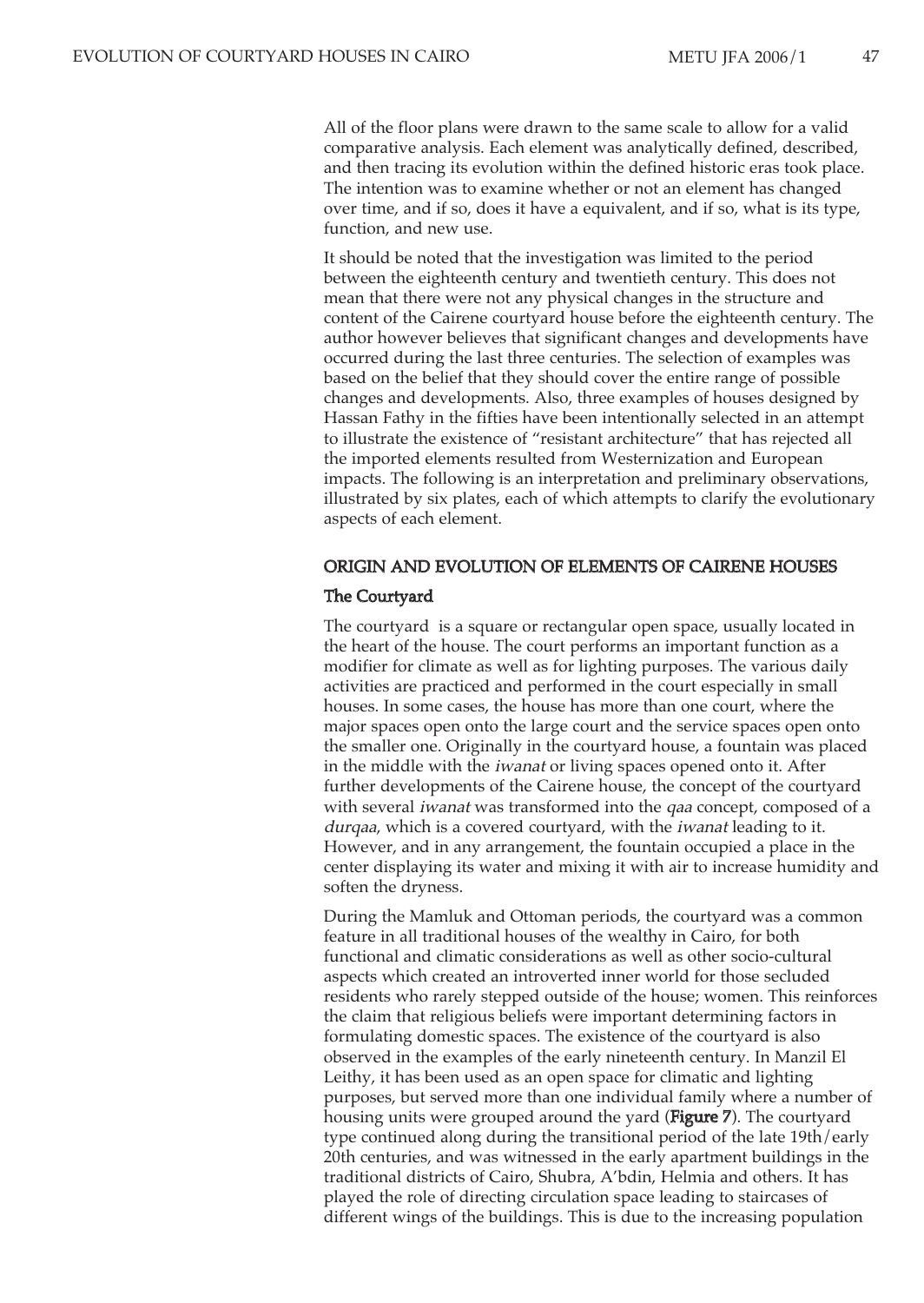All of the floor plans were drawn to the same scale to allow for a valid comparative analysis. Each element was analytically defined, described, and then tracing its evolution within the defined historic eras took place. The intention was to examine whether or not an element has changed over time, and if so, does it have a equivalent, and if so, what is its type, function, and new use.

It should be noted that the investigation was limited to the period between the eighteenth century and twentieth century. This does not mean that there were not any physical changes in the structure and content of the Cairene courtyard house before the eighteenth century. The author however believes that significant changes and developments have occurred during the last three centuries. The selection of examples was based on the belief that they should cover the entire range of possible changes and developments. Also, three examples of houses designed by Hassan Fathy in the fifties have been intentionally selected in an attempt to illustrate the existence of "resistant architecture" that has rejected all the imported elements resulted from Westernization and European impacts. The following is an interpretation and preliminary observations, illustrated by six plates, each of which attempts to clarify the evolutionary aspects of each element.

## ORIGIN AND EVOLUTION OF ELEMENTS OF CAIRENE HOUSES

### The Courtyard

The courtyard is a square or rectangular open space, usually located in the heart of the house. The court performs an important function as a modifier for climate as well as for lighting purposes. The various daily activities are practiced and performed in the court especially in small houses. In some cases, the house has more than one court, where the major spaces open onto the large court and the service spaces open onto the smaller one. Originally in the courtyard house, a fountain was placed in the middle with the *iwanat* or living spaces opened onto it. After further developments of the Cairene house, the concept of the courtyard with several *iwanat* was transformed into the *qaa* concept, composed of a *durqaa*, which is a covered courtyard, with the *iwanat* leading to it. However, and in any arrangement, the fountain occupied a place in the center displaying its water and mixing it with air to increase humidity and soften the dryness.

During the Mamluk and Ottoman periods, the courtyard was a common feature in all traditional houses of the wealthy in Cairo, for both functional and climatic considerations as well as other socio-cultural aspects which created an introverted inner world for those secluded residents who rarely stepped outside of the house; women. This reinforces the claim that religious beliefs were important determining factors in formulating domestic spaces. The existence of the courtyard is also observed in the examples of the early nineteenth century. In Manzil El Leithy, it has been used as an open space for climatic and lighting purposes, but served more than one individual family where a number of housing units were grouped around the yard (**Figure 7**). The courtyard type continued along during the transitional period of the late 19th/early 20th centuries, and was witnessed in the early apartment buildings in the traditional districts of Cairo, Shubra, A'bdin, Helmia and others. It has played the role of directing circulation space leading to staircases of different wings of the buildings. This is due to the increasing population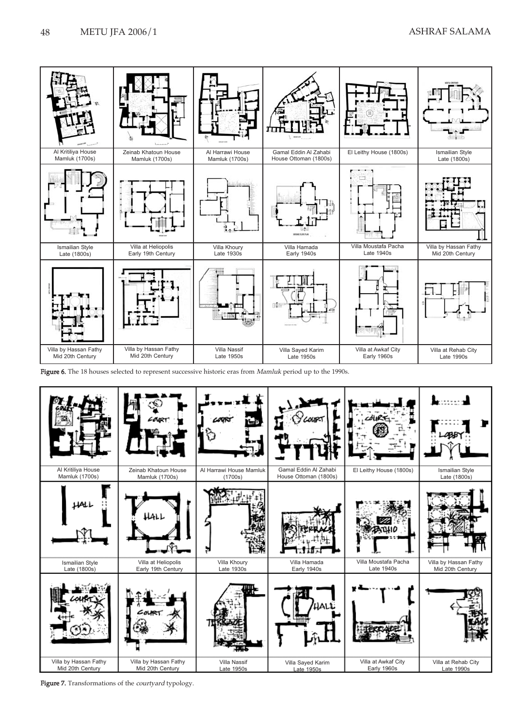| Al Kritiliya House Mamluk (1700s) | Zeinab Khatoun House Mamluk (1700s) | Al Harrawi House Mamluk (1700s) | Gamal Eddin Al Zahabi House Ottoman (1800s) | El Leithy House (1800s) | Ismailian Style Late (1800s) |
|---|---|---|---|---|---|
| Ismailian Style Late (1800s) | Villa at Heliopolis Early 19th Century | Villa Khoury Late 1930s | Villa Hamada Early 1940s | Villa Moustafa Pacha Late 1940s | Villa by Hassan Fathy Mid 20th Century |
| Villa by Hassan Fathy Mid 20th Century | Villa by Hassan Fathy Mid 20th Century | Villa Nassif Late 1950s | Villa Sayed Karim Late 1950s | Villa at Awkaf City Early 1960s | Villa at Rehab City Late 1990s |

**Figure 6.** The 18 houses selected to represent successive historic eras from *Mamluk* period up to the 1990s.

| Al Kritiliya House Mamluk (1700s) | Zeinab Khatoun House Mamluk (1700s) | Al Harrawi House Mamluk (1700s) | Gamal Eddin Al Zahabi House Ottoman (1800s) | El Leithy House (1800s) | Ismailian Style Late (1800s) |
|---|---|---|---|---|---|
| Ismailian Style Late (1800s) | Villa at Heliopolis Early 19th Century | Villa Khoury Late 1930s | Villa Hamada Early 1940s | Villa Moustafa Pacha Late 1940s | Villa by Hassan Fathy Mid 20th Century |
| Villa by Hassan Fathy Mid 20th Century | Villa by Hassan Fathy Mid 20th Century | Villa Nassif Late 1950s | Villa Sayed Karim Late 1950s | Villa at Awkaf City Early 1960s | Villa at Rehab City Late 1990s |

**Figure 7.** Transformations of the *courtyard* typology.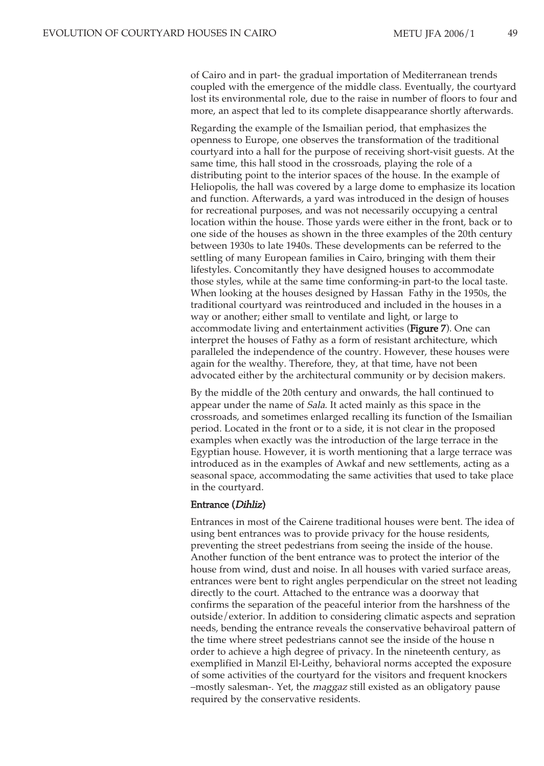of Cairo and in part- the gradual importation of Mediterranean trends coupled with the emergence of the middle class. Eventually, the courtyard lost its environmental role, due to the raise in number of floors to four and more, an aspect that led to its complete disappearance shortly afterwards.

Regarding the example of the Ismailian period, that emphasizes the openness to Europe, one observes the transformation of the traditional courtyard into a hall for the purpose of receiving short-visit guests. At the same time, this hall stood in the crossroads, playing the role of a distributing point to the interior spaces of the house. In the example of Heliopolis, the hall was covered by a large dome to emphasize its location and function. Afterwards, a yard was introduced in the design of houses for recreational purposes, and was not necessarily occupying a central location within the house. Those yards were either in the front, back or to one side of the houses as shown in the three examples of the 20th century between 1930s to late 1940s. These developments can be referred to the settling of many European families in Cairo, bringing with them their lifestyles. Concomitantly they have designed houses to accommodate those styles, while at the same time conforming-in part-to the local taste. When looking at the houses designed by Hassan Fathy in the 1950s, the traditional courtyard was reintroduced and included in the houses in a way or another; either small to ventilate and light, or large to accommodate living and entertainment activities (**Figure 7**). One can interpret the houses of Fathy as a form of resistant architecture, which paralleled the independence of the country. However, these houses were again for the wealthy. Therefore, they, at that time, have not been advocated either by the architectural community or by decision makers.

By the middle of the 20th century and onwards, the hall continued to appear under the name of *Sala*. It acted mainly as this space in the crossroads, and sometimes enlarged recalling its function of the Ismailian period. Located in the front or to a side, it is not clear in the proposed examples when exactly was the introduction of the large terrace in the Egyptian house. However, it is worth mentioning that a large terrace was introduced as in the examples of Awkaf and new settlements, acting as a seasonal space, accommodating the same activities that used to take place in the courtyard.

#### Entrance (*Dihliz*)

Entrances in most of the Cairene traditional houses were bent. The idea of using bent entrances was to provide privacy for the house residents, preventing the street pedestrians from seeing the inside of the house. Another function of the bent entrance was to protect the interior of the house from wind, dust and noise. In all houses with varied surface areas, entrances were bent to right angles perpendicular on the street not leading directly to the court. Attached to the entrance was a doorway that confirms the separation of the peaceful interior from the harshness of the outside/exterior. In addition to considering climatic aspects and sepration needs, bending the entrance reveals the conservative behaviroal pattern of the time where street pedestrians cannot see the inside of the house n order to achieve a high degree of privacy. In the nineteenth century, as exemplified in Manzil El-Leithy, behavioral norms accepted the exposure of some activities of the courtyard for the visitors and frequent knockers –mostly salesman-. Yet, the *maggaz* still existed as an obligatory pause required by the conservative residents.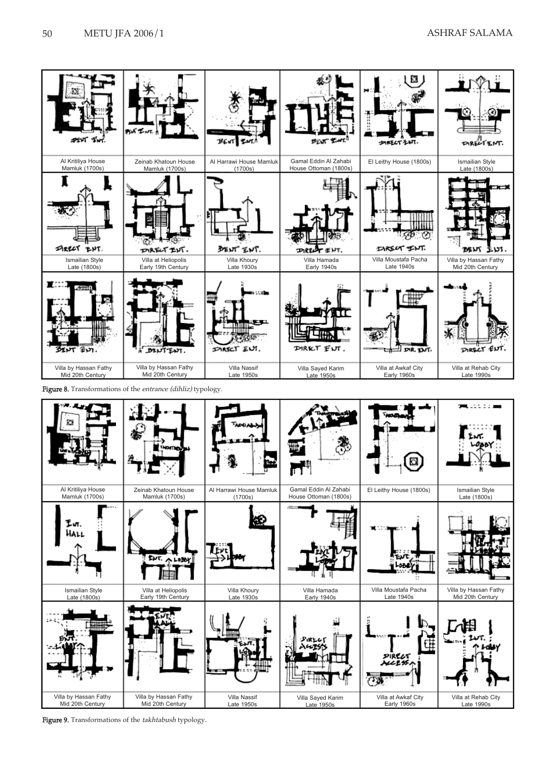| | | | | | |
|---|---|---|---|---|---|
| Al Kritiliya House Mamluk (1700s) | Zeinab Khatoun House Mamluk (1700s) | Al Harrawi House Mamluk (1700s) | Gamal Eddin Al Zahabi House Ottoman (1800s) | El Leithy House (1800s) | Ismailian Style Late (1800s) |
| Ismailian Style Late (1800s) | Villa at Heliopolis Early 19th Century | Villa Khoury Late 1930s | Villa Hamada Early 1940s | Villa Moustafa Pacha Late 1940s | Villa by Hassan Fathy Mid 20th Century |
| Villa by Hassan Fathy Mid 20th Century | Villa by Hassan Fathy Mid 20th Century | Villa Nassif Late 1950s | Villa Sayed Karim Late 1950s | Villa at Awkaf City Early 1960s | Villa at Rehab City Late 1990s |

**Figure 8.** Transformations of the *entrance (dihliz)* typology.

| | | | | | |
|---|---|---|---|---|---|
| Al Kritiliya House Mamluk (1700s) | Zeinab Khatoun House Mamluk (1700s) | Al Harrawi House Mamluk (1700s) | Gamal Eddin Al Zahabi House Ottoman (1800s) | El Leithy House (1800s) | Ismailian Style Late (1800s) |
| Ismailian Style Late (1800s) | Villa at Heliopolis Early 19th Century | Villa Khoury Late 1930s | Villa Hamada Early 1940s | Villa Moustafa Pacha Late 1940s | Villa by Hassan Fathy Mid 20th Century |
| Villa by Hassan Fathy Mid 20th Century | Villa by Hassan Fathy Mid 20th Century | Villa Nassif Late 1950s | Villa Sayed Karim Late 1950s | Villa at Awkaf City Early 1960s | Villa at Rehab City Late 1990s |

**Figure 9.** Transformations of the *takhtabush* typology.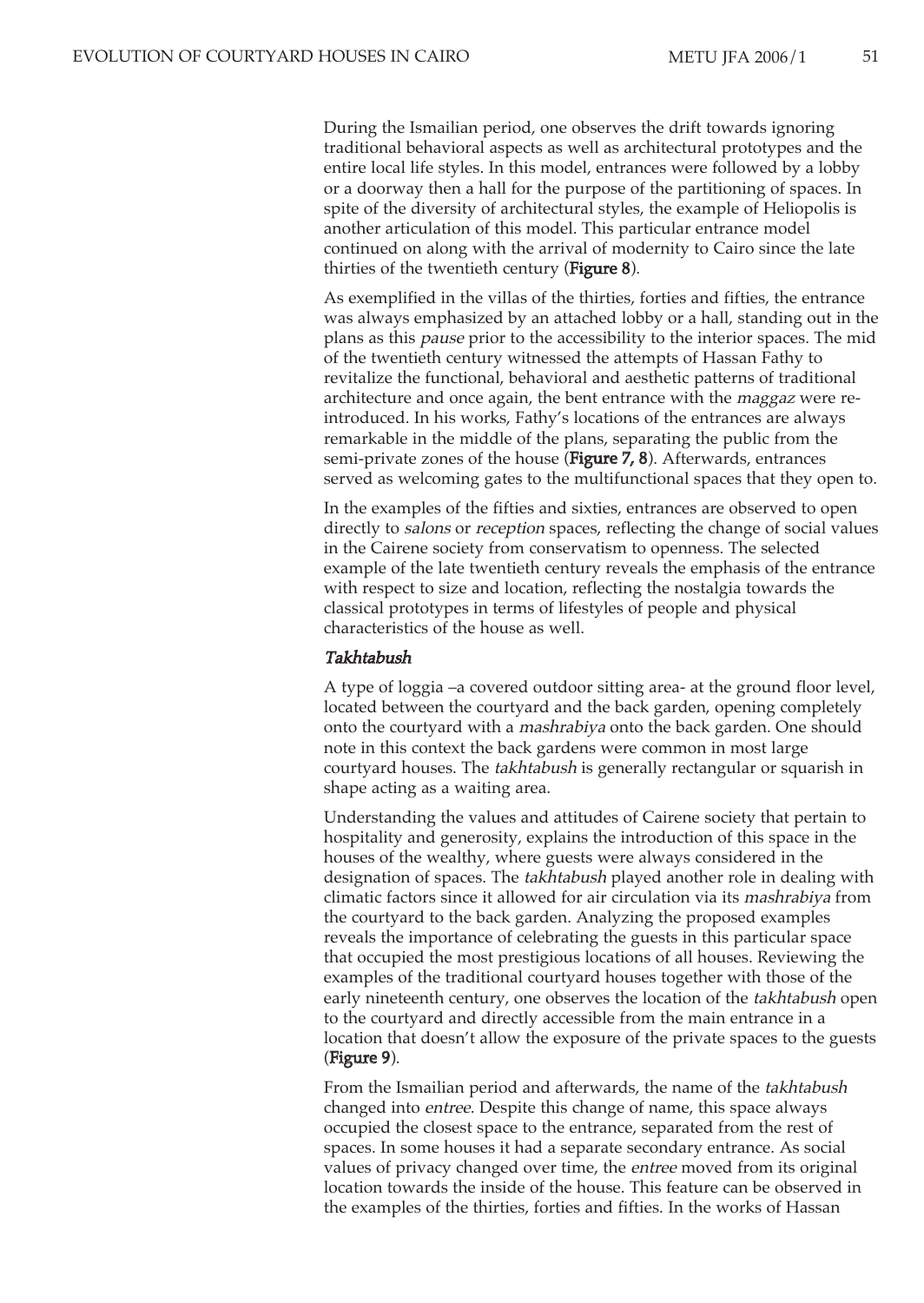During the Ismailian period, one observes the drift towards ignoring traditional behavioral aspects as well as architectural prototypes and the entire local life styles. In this model, entrances were followed by a lobby or a doorway then a hall for the purpose of the partitioning of spaces. In spite of the diversity of architectural styles, the example of Heliopolis is another articulation of this model. This particular entrance model continued on along with the arrival of modernity to Cairo since the late thirties of the twentieth century (**Figure 8**).

As exemplified in the villas of the thirties, forties and fifties, the entrance was always emphasized by an attached lobby or a hall, standing out in the plans as this *pause* prior to the accessibility to the interior spaces. The mid of the twentieth century witnessed the attempts of Hassan Fathy to revitalize the functional, behavioral and aesthetic patterns of traditional architecture and once again, the bent entrance with the *maggaz* were re-introduced. In his works, Fathy's locations of the entrances are always remarkable in the middle of the plans, separating the public from the semi-private zones of the house (**Figure 7, 8**). Afterwards, entrances served as welcoming gates to the multifunctional spaces that they open to.

In the examples of the fifties and sixties, entrances are observed to open directly to *salons* or *reception* spaces, reflecting the change of social values in the Cairene society from conservatism to openness. The selected example of the late twentieth century reveals the emphasis of the entrance with respect to size and location, reflecting the nostalgia towards the classical prototypes in terms of lifestyles of people and physical characteristics of the house as well.

### *Takhtabush*

A type of loggia –a covered outdoor sitting area- at the ground floor level, located between the courtyard and the back garden, opening completely onto the courtyard with a *mashrabiya* onto the back garden. One should note in this context the back gardens were common in most large courtyard houses. The *takhtabush* is generally rectangular or squarish in shape acting as a waiting area.

Understanding the values and attitudes of Cairene society that pertain to hospitality and generosity, explains the introduction of this space in the houses of the wealthy, where guests were always considered in the designation of spaces. The *takhtabush* played another role in dealing with climatic factors since it allowed for air circulation via its *mashrabiya* from the courtyard to the back garden. Analyzing the proposed examples reveals the importance of celebrating the guests in this particular space that occupied the most prestigious locations of all houses. Reviewing the examples of the traditional courtyard houses together with those of the early nineteenth century, one observes the location of the *takhtabush* open to the courtyard and directly accessible from the main entrance in a location that doesn't allow the exposure of the private spaces to the guests (**Figure 9**).

From the Ismailian period and afterwards, the name of the *takhtabush* changed into *entree*. Despite this change of name, this space always occupied the closest space to the entrance, separated from the rest of spaces. In some houses it had a separate secondary entrance. As social values of privacy changed over time, the *entree* moved from its original location towards the inside of the house. This feature can be observed in the examples of the thirties, forties and fifties. In the works of Hassan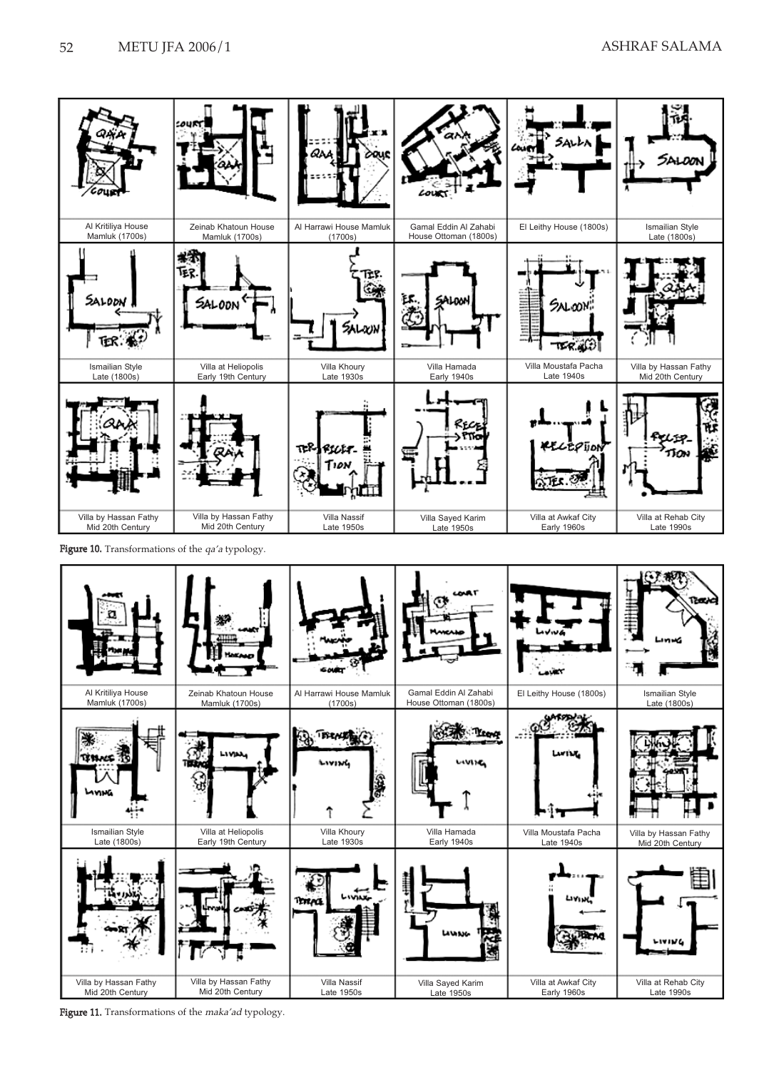| Al Kritiliya House Mamluk (1700s) | Zeinab Khatoun House Mamluk (1700s) | Al Harrawi House Mamluk (1700s) | Gamal Eddin Al Zahabi House Ottoman (1800s) | El Leithy House (1800s) | Ismailian Style Late (1800s) |
|---|---|---|---|---|---|
| Ismailian Style Late (1800s) | Villa at Heliopolis Early 19th Century | Villa Khoury Late 1930s | Villa Hamada Early 1940s | Villa Moustafa Pacha Late 1940s | Villa by Hassan Fathy Mid 20th Century |
| Villa by Hassan Fathy Mid 20th Century | Villa by Hassan Fathy Mid 20th Century | Villa Nassif Late 1950s | Villa Sayed Karim Late 1950s | Villa at Awkaf City Early 1960s | Villa at Rehab City Late 1990s |

**Figure 10.** Transformations of the *qa'a* typology.

| Al Kritiliya House Mamluk (1700s) | Zeinab Khatoun House Mamluk (1700s) | Al Harrawi House Mamluk (1700s) | Gamal Eddin Al Zahabi House Ottoman (1800s) | El Leithy House (1800s) | Ismailian Style Late (1800s) |
|---|---|---|---|---|---|
| Ismailian Style Late (1800s) | Villa at Heliopolis Early 19th Century | Villa Khoury Late 1930s | Villa Hamada Early 1940s | Villa Moustafa Pacha Late 1940s | Villa by Hassan Fathy Mid 20th Century |
| Villa by Hassan Fathy Mid 20th Century | Villa by Hassan Fathy Mid 20th Century | Villa Nassif Late 1950s | Villa Sayed Karim Late 1950s | Villa at Awkaf City Early 1960s | Villa at Rehab City Late 1990s |

**Figure 11.** Transformations of the *maka'ad* typology.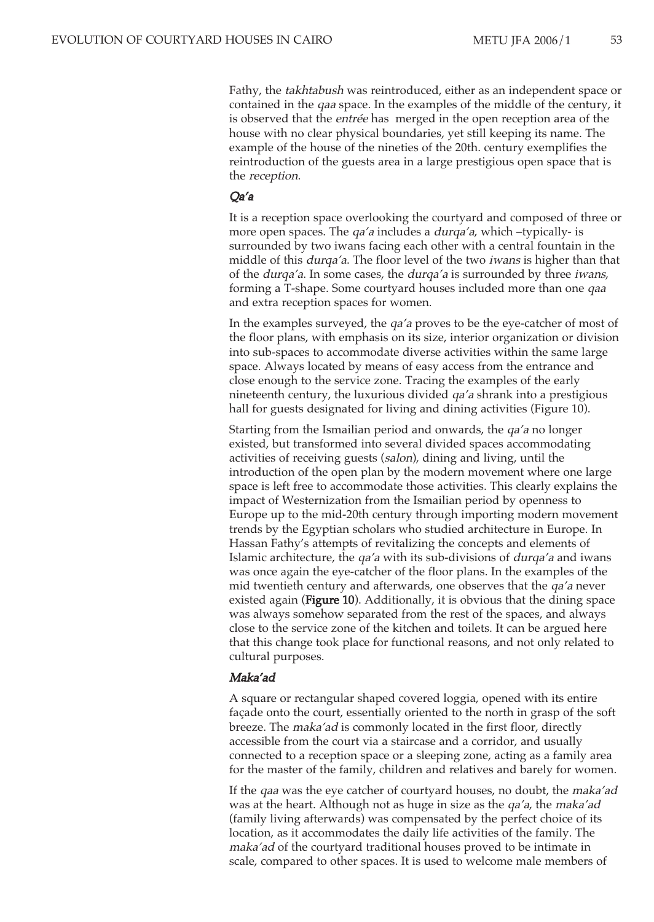Fathy, the *takhtabush* was reintroduced, either as an independent space or contained in the *qaa* space. In the examples of the middle of the century, it is observed that the *entrée* has merged in the open reception area of the house with no clear physical boundaries, yet still keeping its name. The example of the house of the nineties of the 20th. century exemplifies the reintroduction of the guests area in a large prestigious open space that is the *reception*.

### *Qa'a*

It is a reception space overlooking the courtyard and composed of three or more open spaces. The *qa'a* includes a *durqa'a*, which –typically- is surrounded by two iwans facing each other with a central fountain in the middle of this *durqa'a*. The floor level of the two *iwans* is higher than that of the *durqa'a*. In some cases, the *durqa'a* is surrounded by three *iwans*, forming a T-shape. Some courtyard houses included more than one *qaa* and extra reception spaces for women.

In the examples surveyed, the *qa'a* proves to be the eye-catcher of most of the floor plans, with emphasis on its size, interior organization or division into sub-spaces to accommodate diverse activities within the same large space. Always located by means of easy access from the entrance and close enough to the service zone. Tracing the examples of the early nineteenth century, the luxurious divided *qa'a* shrank into a prestigious hall for guests designated for living and dining activities (Figure 10).

Starting from the Ismailian period and onwards, the *qa'a* no longer existed, but transformed into several divided spaces accommodating activities of receiving guests (*salon*), dining and living, until the introduction of the open plan by the modern movement where one large space is left free to accommodate those activities. This clearly explains the impact of Westernization from the Ismailian period by openness to Europe up to the mid-20th century through importing modern movement trends by the Egyptian scholars who studied architecture in Europe. In Hassan Fathy's attempts of revitalizing the concepts and elements of Islamic architecture, the *qa'a* with its sub-divisions of *durqa'a* and iwans was once again the eye-catcher of the floor plans. In the examples of the mid twentieth century and afterwards, one observes that the *qa'a* never existed again (**Figure 10**). Additionally, it is obvious that the dining space was always somehow separated from the rest of the spaces, and always close to the service zone of the kitchen and toilets. It can be argued here that this change took place for functional reasons, and not only related to cultural purposes.

### *Maka'ad*

A square or rectangular shaped covered loggia, opened with its entire façade onto the court, essentially oriented to the north in grasp of the soft breeze. The *maka'ad* is commonly located in the first floor, directly accessible from the court via a staircase and a corridor, and usually connected to a reception space or a sleeping zone, acting as a family area for the master of the family, children and relatives and barely for women.

If the *qaa* was the eye catcher of courtyard houses, no doubt, the *maka'ad* was at the heart. Although not as huge in size as the *qa'a*, the *maka'ad* (family living afterwards) was compensated by the perfect choice of its location, as it accommodates the daily life activities of the family. The *maka'ad* of the courtyard traditional houses proved to be intimate in scale, compared to other spaces. It is used to welcome male members of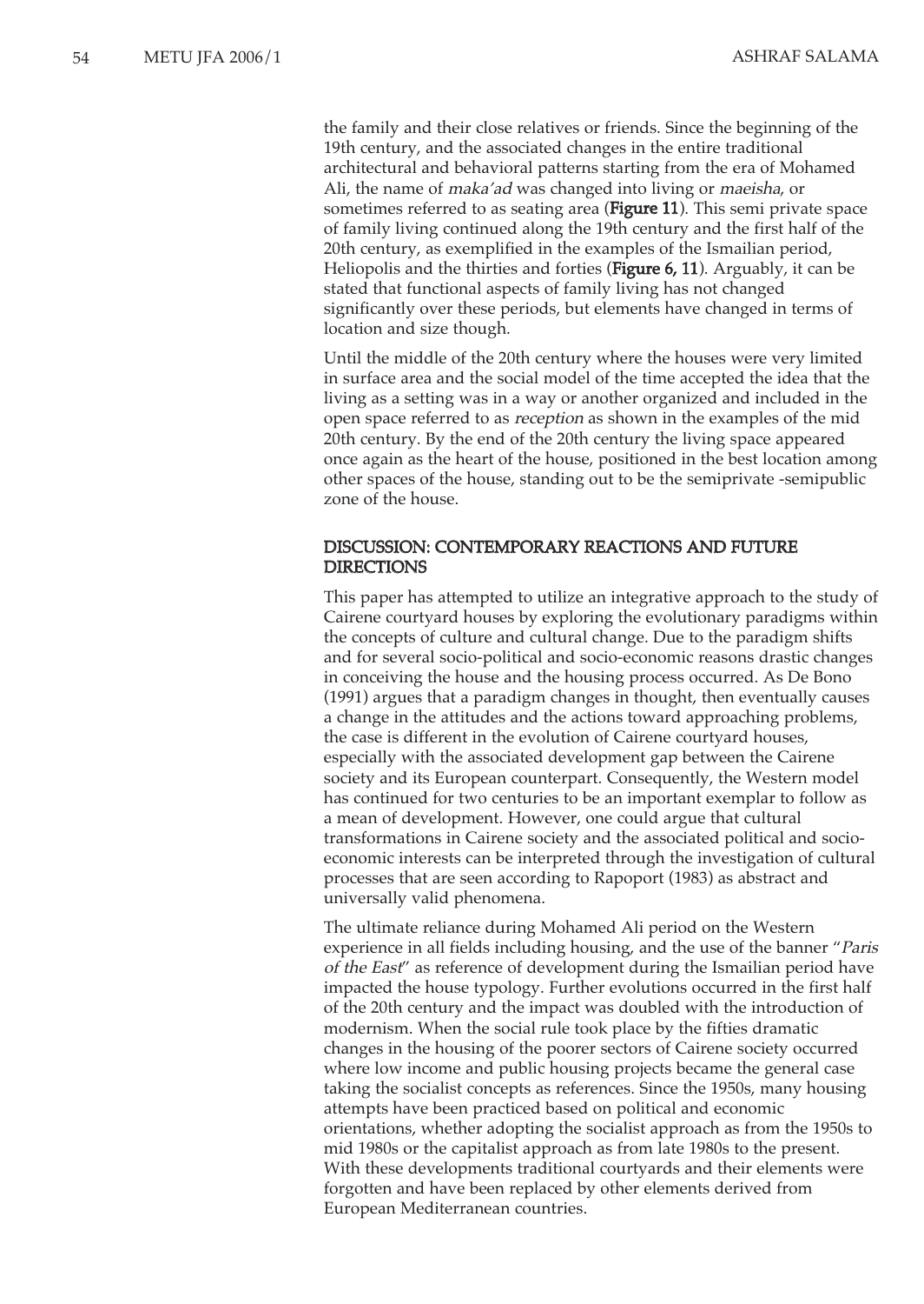the family and their close relatives or friends. Since the beginning of the 19th century, and the associated changes in the entire traditional architectural and behavioral patterns starting from the era of Mohamed Ali, the name of *maka'ad* was changed into living or *maeisha*, or sometimes referred to as seating area (**Figure 11**). This semi private space of family living continued along the 19th century and the first half of the 20th century, as exemplified in the examples of the Ismailian period, Heliopolis and the thirties and forties (**Figure 6, 11**). Arguably, it can be stated that functional aspects of family living has not changed significantly over these periods, but elements have changed in terms of location and size though.

Until the middle of the 20th century where the houses were very limited in surface area and the social model of the time accepted the idea that the living as a setting was in a way or another organized and included in the open space referred to as *reception* as shown in the examples of the mid 20th century. By the end of the 20th century the living space appeared once again as the heart of the house, positioned in the best location among other spaces of the house, standing out to be the semiprivate -semipublic zone of the house.

## DISCUSSION: CONTEMPORARY REACTIONS AND FUTURE DIRECTIONS

This paper has attempted to utilize an integrative approach to the study of Cairene courtyard houses by exploring the evolutionary paradigms within the concepts of culture and cultural change. Due to the paradigm shifts and for several socio-political and socio-economic reasons drastic changes in conceiving the house and the housing process occurred. As De Bono (1991) argues that a paradigm changes in thought, then eventually causes a change in the attitudes and the actions toward approaching problems, the case is different in the evolution of Cairene courtyard houses, especially with the associated development gap between the Cairene society and its European counterpart. Consequently, the Western model has continued for two centuries to be an important exemplar to follow as a mean of development. However, one could argue that cultural transformations in Cairene society and the associated political and socio-economic interests can be interpreted through the investigation of cultural processes that are seen according to Rapoport (1983) as abstract and universally valid phenomena.

The ultimate reliance during Mohamed Ali period on the Western experience in all fields including housing, and the use of the banner "*Paris of the East*" as reference of development during the Ismailian period have impacted the house typology. Further evolutions occurred in the first half of the 20th century and the impact was doubled with the introduction of modernism. When the social rule took place by the fifties dramatic changes in the housing of the poorer sectors of Cairene society occurred where low income and public housing projects became the general case taking the socialist concepts as references. Since the 1950s, many housing attempts have been practiced based on political and economic orientations, whether adopting the socialist approach as from the 1950s to mid 1980s or the capitalist approach as from late 1980s to the present. With these developments traditional courtyards and their elements were forgotten and have been replaced by other elements derived from European Mediterranean countries.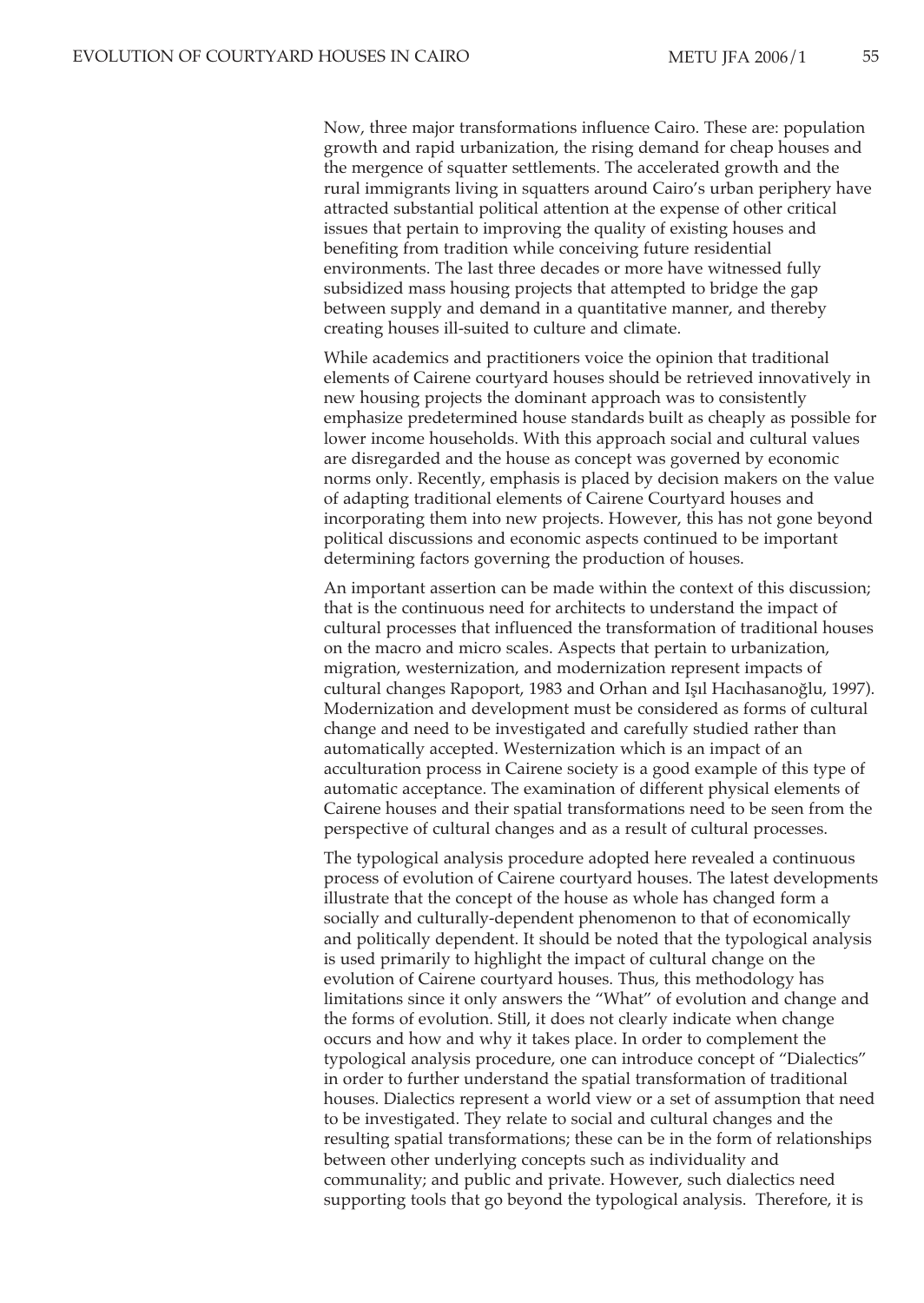Now, three major transformations influence Cairo. These are: population growth and rapid urbanization, the rising demand for cheap houses and the mergence of squatter settlements. The accelerated growth and the rural immigrants living in squatters around Cairo's urban periphery have attracted substantial political attention at the expense of other critical issues that pertain to improving the quality of existing houses and benefiting from tradition while conceiving future residential environments. The last three decades or more have witnessed fully subsidized mass housing projects that attempted to bridge the gap between supply and demand in a quantitative manner, and thereby creating houses ill-suited to culture and climate.

While academics and practitioners voice the opinion that traditional elements of Cairene courtyard houses should be retrieved innovatively in new housing projects the dominant approach was to consistently emphasize predetermined house standards built as cheaply as possible for lower income households. With this approach social and cultural values are disregarded and the house as concept was governed by economic norms only. Recently, emphasis is placed by decision makers on the value of adapting traditional elements of Cairene Courtyard houses and incorporating them into new projects. However, this has not gone beyond political discussions and economic aspects continued to be important determining factors governing the production of houses.

An important assertion can be made within the context of this discussion; that is the continuous need for architects to understand the impact of cultural processes that influenced the transformation of traditional houses on the macro and micro scales. Aspects that pertain to urbanization, migration, westernization, and modernization represent impacts of cultural changes Rapoport, 1983 and Orhan and Işıl Hacıhasanoğlu, 1997). Modernization and development must be considered as forms of cultural change and need to be investigated and carefully studied rather than automatically accepted. Westernization which is an impact of an acculturation process in Cairene society is a good example of this type of automatic acceptance. The examination of different physical elements of Cairene houses and their spatial transformations need to be seen from the perspective of cultural changes and as a result of cultural processes.

The typological analysis procedure adopted here revealed a continuous process of evolution of Cairene courtyard houses. The latest developments illustrate that the concept of the house as whole has changed form a socially and culturally-dependent phenomenon to that of economically and politically dependent. It should be noted that the typological analysis is used primarily to highlight the impact of cultural change on the evolution of Cairene courtyard houses. Thus, this methodology has limitations since it only answers the "What" of evolution and change and the forms of evolution. Still, it does not clearly indicate when change occurs and how and why it takes place. In order to complement the typological analysis procedure, one can introduce concept of "Dialectics" in order to further understand the spatial transformation of traditional houses. Dialectics represent a world view or a set of assumption that need to be investigated. They relate to social and cultural changes and the resulting spatial transformations; these can be in the form of relationships between other underlying concepts such as individuality and communality; and public and private. However, such dialectics need supporting tools that go beyond the typological analysis. Therefore, it is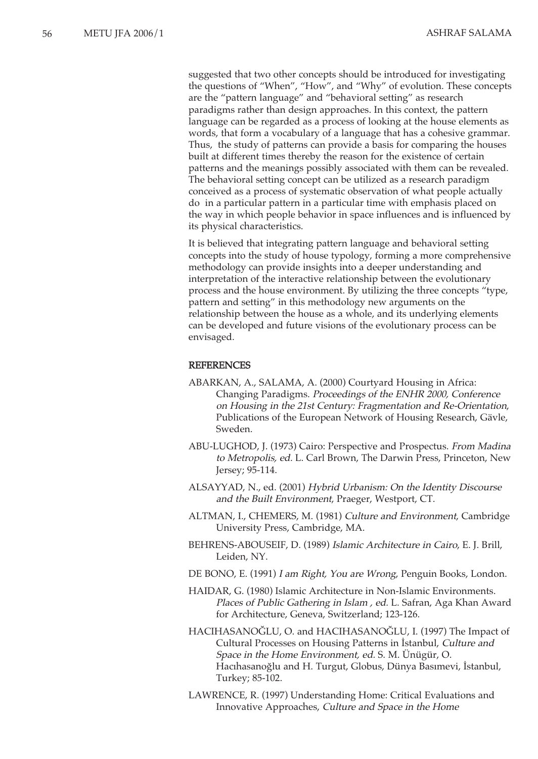suggested that two other concepts should be introduced for investigating the questions of "When", "How", and "Why" of evolution. These concepts are the "pattern language" and "behavioral setting" as research paradigms rather than design approaches. In this context, the pattern language can be regarded as a process of looking at the house elements as words, that form a vocabulary of a language that has a cohesive grammar. Thus, the study of patterns can provide a basis for comparing the houses built at different times thereby the reason for the existence of certain patterns and the meanings possibly associated with them can be revealed. The behavioral setting concept can be utilized as a research paradigm conceived as a process of systematic observation of what people actually do in a particular pattern in a particular time with emphasis placed on the way in which people behavior in space influences and is influenced by its physical characteristics.

It is believed that integrating pattern language and behavioral setting concepts into the study of house typology, forming a more comprehensive methodology can provide insights into a deeper understanding and interpretation of the interactive relationship between the evolutionary process and the house environment. By utilizing the three concepts "type, pattern and setting" in this methodology new arguments on the relationship between the house as a whole, and its underlying elements can be developed and future visions of the evolutionary process can be envisaged.

## REFERENCES

ABARKAN, A., SALAMA, A. (2000) Courtyard Housing in Africa: Changing Paradigms. *Proceedings of the ENHR 2000, Conference on Housing in the 21st Century: Fragmentation and Re-Orientation*, Publications of the European Network of Housing Research, Gävle, Sweden.

ABU-LUGHOD, J. (1973) Cairo: Perspective and Prospectus. *From Madina to Metropolis, ed.* L. Carl Brown, The Darwin Press, Princeton, New Jersey; 95-114.

ALSAYYAD, N., ed. (2001) *Hybrid Urbanism: On the Identity Discourse and the Built Environment*, Praeger, Westport, CT.

ALTMAN, I., CHEMERS, M. (1981) *Culture and Environment*, Cambridge University Press, Cambridge, MA.

BEHRENS-ABOUSEIF, D. (1989) *Islamic Architecture in Cairo*, E. J. Brill, Leiden, NY.

DE BONO, E. (1991) *I am Right, You are Wrong*, Penguin Books, London.

HAIDAR, G. (1980) Islamic Architecture in Non-Islamic Environments. *Places of Public Gathering in Islam , ed.* L. Safran, Aga Khan Award for Architecture, Geneva, Switzerland; 123-126.

HACIHASANOĞLU, O. and HACIHASANOĞLU, I. (1997) The Impact of Cultural Processes on Housing Patterns in İstanbul, *Culture and Space in the Home Environment, ed.* S. M. Ünügür, O. Hacıhasanoğlu and H. Turgut, Globus, Dünya Basımevi, İstanbul, Turkey; 85-102.

LAWRENCE, R. (1997) Understanding Home: Critical Evaluations and Innovative Approaches, *Culture and Space in the Home*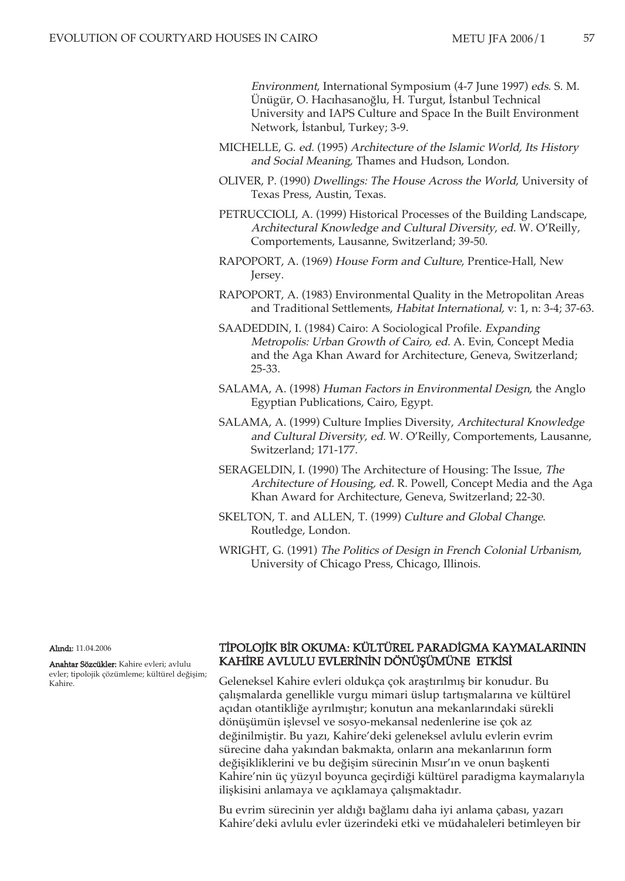*Environment*, International Symposium (4-7 June 1997) *eds*. S. M. Ünügür, O. Hacıhasanoğlu, H. Turgut, İstanbul Technical University and IAPS Culture and Space In the Built Environment Network, İstanbul, Turkey; 3-9.

MICHELLE, G. *ed.* (1995) *Architecture of the Islamic World, Its History and Social Meaning*, Thames and Hudson, London.

OLIVER, P. (1990) *Dwellings: The House Across the World*, University of Texas Press, Austin, Texas.

PETRUCCIOLI, A. (1999) Historical Processes of the Building Landscape, *Architectural Knowledge and Cultural Diversity*, *ed.* W. O'Reilly, Comportements, Lausanne, Switzerland; 39-50.

RAPOPORT, A. (1969) *House Form and Culture*, Prentice-Hall, New Jersey.

RAPOPORT, A. (1983) Environmental Quality in the Metropolitan Areas and Traditional Settlements, *Habitat International,* v: 1, n: 3-4; 37-63.

SAADEDDIN, I. (1984) Cairo: A Sociological Profile. *Expanding Metropolis: Urban Growth of Cairo, ed.* A. Evin, Concept Media and the Aga Khan Award for Architecture, Geneva, Switzerland; 25-33.

SALAMA, A. (1998) *Human Factors in Environmental Design*, the Anglo Egyptian Publications, Cairo, Egypt.

SALAMA, A. (1999) Culture Implies Diversity, *Architectural Knowledge and Cultural Diversity*, *ed.* W. O'Reilly, Comportements, Lausanne, Switzerland; 171-177.

SERAGELDIN, I. (1990) The Architecture of Housing: The Issue, *The Architecture of Housing, ed.* R. Powell, Concept Media and the Aga Khan Award for Architecture, Geneva, Switzerland; 22-30.

SKELTON, T. and ALLEN, T. (1999) *Culture and Global Change*. Routledge, London.

WRIGHT, G. (1991) *The Politics of Design in French Colonial Urbanism*, University of Chicago Press, Chicago, Illinois.

**Alındı:** 11.04.2006

**Anahtar Sözcükler:** Kahire evleri; avlulu evler; tipolojik çözümleme; kültürel değişim; Kahire.

## TİPOLOJİK BİR OKUMA: KÜLTÜREL PARADİGMA KAYMALARININ KAHİRE AVLULU EVLERİNİN DÖNÜŞÜMÜNE ETKİSİ

Geleneksel Kahire evleri oldukça çok araştırılmış bir konudur. Bu çalışmalarda genellikle vurgu mimari üslup tartışmalarına ve kültürel açıdan otantikliğe ayrılmıştır; konutun ana mekanlarındaki sürekli dönüşümün işlevsel ve sosyo-mekansal nedenlerine ise çok az değinilmiştir. Bu yazı, Kahire'deki geleneksel avlulu evlerin evrim sürecine daha yakından bakmakta, onların ana mekanlarının form değişiklikleri ve bu değişim sürecinin Mısır'ın ve onun başkenti Kahire'nin üç yüzyıl boyunca geçirdiği kültürel paradigma kaymalarıyla ilişkisini anlamaya ve açıklamaya çalışmaktadır.

Bu evrim sürecinin yer aldığı bağlamı daha iyi anlama çabası, yazarı Kahire'deki avlulu evler üzerindeki etki ve müdahaleleri betimleyen bir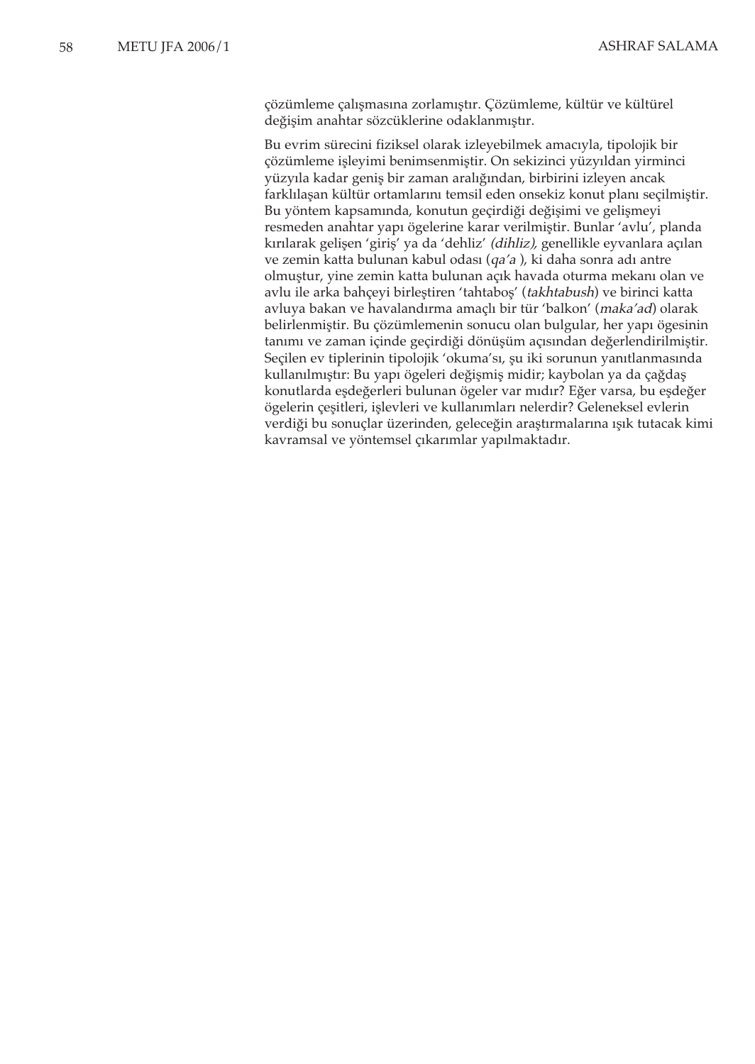çözümleme çalışmasına zorlamıştır. Çözümleme, kültür ve kültürel değişim anahtar sözcüklerine odaklanmıştır.

Bu evrim sürecini fiziksel olarak izleyebilmek amacıyla, tipolojik bir çözümleme işleyimi benimsenmiştir. On sekizinci yüzyıldan yirminci yüzyıla kadar geniş bir zaman aralığından, birbirini izleyen ancak farklılaşan kültür ortamlarını temsil eden onsekiz konut planı seçilmiştir. Bu yöntem kapsamında, konutun geçirdiği değişimi ve gelişmeyi resmeden anahtar yapı ögelerine karar verilmiştir. Bunlar 'avlu', planda kırılarak gelişen 'giriş' ya da 'dehliz' *(dihliz)*, genellikle eyvanlara açılan ve zemin katta bulunan kabul odası (*qa'a* ), ki daha sonra adı antre olmuştur, yine zemin katta bulunan açık havada oturma mekanı olan ve avlu ile arka bahçeyi birleştiren 'tahtaboş' (*takhtabush*) ve birinci katta avluya bakan ve havalandırma amaçlı bir tür 'balkon' (*maka'ad*) olarak belirlenmiştir. Bu çözümlemenin sonucu olan bulgular, her yapı ögesinin tanımı ve zaman içinde geçirdiği dönüşüm açısından değerlendirilmiştir. Seçilen ev tiplerinin tipolojik 'okuma'sı, şu iki sorunun yanıtlanmasında kullanılmıştır: Bu yapı ögeleri değişmiş midir; kaybolan ya da çağdaş konutlarda eşdeğerleri bulunan ögeler var mıdır? Eğer varsa, bu eşdeğer ögelerin çeşitleri, işlevleri ve kullanımları nelerdir? Geleneksel evlerin verdiği bu sonuçlar üzerinden, geleceğin araştırmalarına ışık tutacak kimi kavramsal ve yöntemsel çıkarımlar yapılmaktadır.